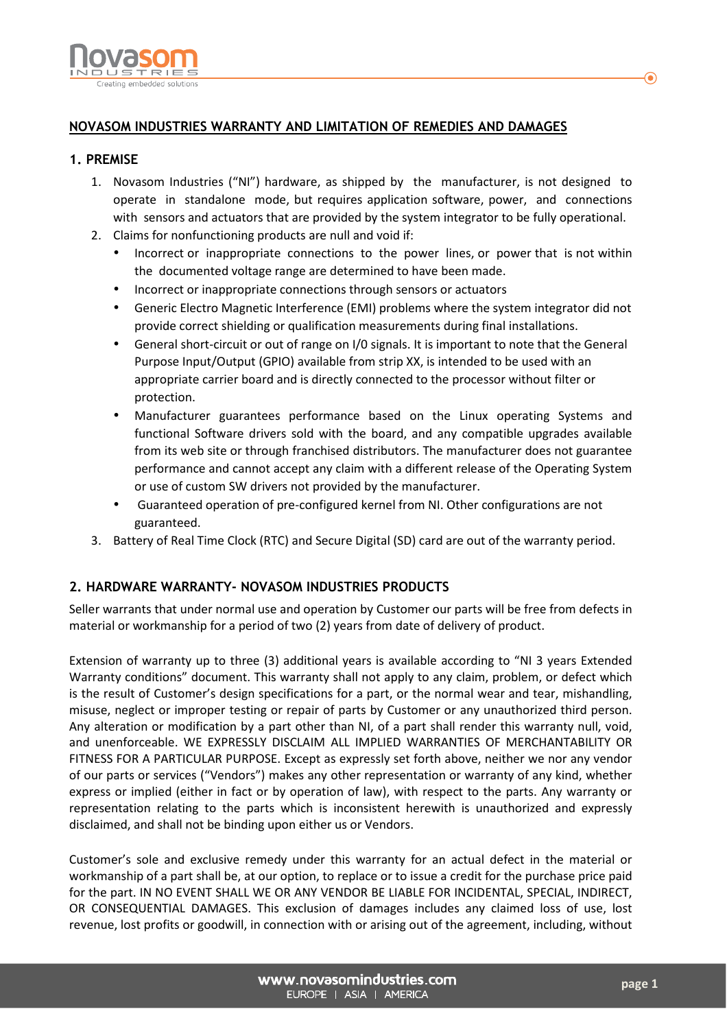## NOVASOM INDUSTRIES WARRANTY AND LIMITATION OF REMEDIES AND DAMAGES

### 1. PREMISE

1. Novasom Industries ("NI") hardware, as shipped by the manufacturer, is not designed to operate in standalone mode, but requires application software, power, and connections with sensors and actuators that are provided by the system integrator to be fully operational.
2. Claims for nonfunctioning products are null and void if:
   - Incorrect or inappropriate connections to the power lines, or power that is not within the documented voltage range are determined to have been made.
   - Incorrect or inappropriate connections through sensors or actuators
   - Generic Electro Magnetic Interference (EMI) problems where the system integrator did not provide correct shielding or qualification measurements during final installations.
   - General short-circuit or out of range on I/0 signals. It is important to note that the General Purpose Input/Output (GPIO) available from strip XX, is intended to be used with an appropriate carrier board and is directly connected to the processor without filter or protection.
   - Manufacturer guarantees performance based on the Linux operating Systems and functional Software drivers sold with the board, and any compatible upgrades available from its web site or through franchised distributors. The manufacturer does not guarantee performance and cannot accept any claim with a different release of the Operating System or use of custom SW drivers not provided by the manufacturer.
   - Guaranteed operation of pre-configured kernel from NI. Other configurations are not guaranteed.
3. Battery of Real Time Clock (RTC) and Secure Digital (SD) card are out of the warranty period.

### 2. HARDWARE WARRANTY- NOVASOM INDUSTRIES PRODUCTS

Seller warrants that under normal use and operation by Customer our parts will be free from defects in material or workmanship for a period of two (2) years from date of delivery of product.

Extension of warranty up to three (3) additional years is available according to "NI 3 years Extended Warranty conditions" document. This warranty shall not apply to any claim, problem, or defect which is the result of Customer's design specifications for a part, or the normal wear and tear, mishandling, misuse, neglect or improper testing or repair of parts by Customer or any unauthorized third person. Any alteration or modification by a part other than NI, of a part shall render this warranty null, void, and unenforceable. WE EXPRESSLY DISCLAIM ALL IMPLIED WARRANTIES OF MERCHANTABILITY OR FITNESS FOR A PARTICULAR PURPOSE. Except as expressly set forth above, neither we nor any vendor of our parts or services ("Vendors") makes any other representation or warranty of any kind, whether express or implied (either in fact or by operation of law), with respect to the parts. Any warranty or representation relating to the parts which is inconsistent herewith is unauthorized and expressly disclaimed, and shall not be binding upon either us or Vendors.

Customer's sole and exclusive remedy under this warranty for an actual defect in the material or workmanship of a part shall be, at our option, to replace or to issue a credit for the purchase price paid for the part. IN NO EVENT SHALL WE OR ANY VENDOR BE LIABLE FOR INCIDENTAL, SPECIAL, INDIRECT, OR CONSEQUENTIAL DAMAGES. This exclusion of damages includes any claimed loss of use, lost revenue, lost profits or goodwill, in connection with or arising out of the agreement, including, without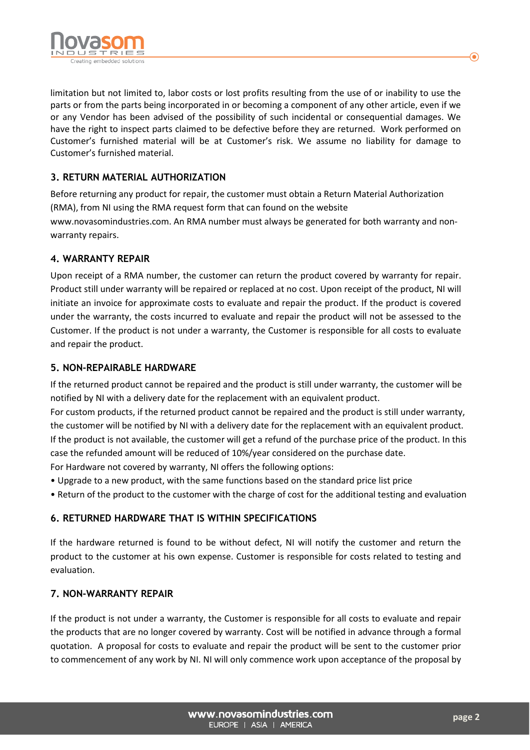limitation but not limited to, labor costs or lost profits resulting from the use of or inability to use the parts or from the parts being incorporated in or becoming a component of any other article, even if we or any Vendor has been advised of the possibility of such incidental or consequential damages. We have the right to inspect parts claimed to be defective before they are returned. Work performed on Customer's furnished material will be at Customer's risk. We assume no liability for damage to Customer's furnished material.

## 3. RETURN MATERIAL AUTHORIZATION

Before returning any product for repair, the customer must obtain a Return Material Authorization (RMA), from NI using the RMA request form that can found on the website www.novasomindustries.com. An RMA number must always be generated for both warranty and non-warranty repairs.

## 4. WARRANTY REPAIR

Upon receipt of a RMA number, the customer can return the product covered by warranty for repair. Product still under warranty will be repaired or replaced at no cost. Upon receipt of the product, NI will initiate an invoice for approximate costs to evaluate and repair the product. If the product is covered under the warranty, the costs incurred to evaluate and repair the product will not be assessed to the Customer. If the product is not under a warranty, the Customer is responsible for all costs to evaluate and repair the product.

## 5. NON-REPAIRABLE HARDWARE

If the returned product cannot be repaired and the product is still under warranty, the customer will be notified by NI with a delivery date for the replacement with an equivalent product.
For custom products, if the returned product cannot be repaired and the product is still under warranty, the customer will be notified by NI with a delivery date for the replacement with an equivalent product. If the product is not available, the customer will get a refund of the purchase price of the product. In this case the refunded amount will be reduced of 10%/year considered on the purchase date.
For Hardware not covered by warranty, NI offers the following options:

- Upgrade to a new product, with the same functions based on the standard price list price
- Return of the product to the customer with the charge of cost for the additional testing and evaluation

## 6. RETURNED HARDWARE THAT IS WITHIN SPECIFICATIONS

If the hardware returned is found to be without defect, NI will notify the customer and return the product to the customer at his own expense. Customer is responsible for costs related to testing and evaluation.

## 7. NON-WARRANTY REPAIR

If the product is not under a warranty, the Customer is responsible for all costs to evaluate and repair the products that are no longer covered by warranty. Cost will be notified in advance through a formal quotation. A proposal for costs to evaluate and repair the product will be sent to the customer prior to commencement of any work by NI. NI will only commence work upon acceptance of the proposal by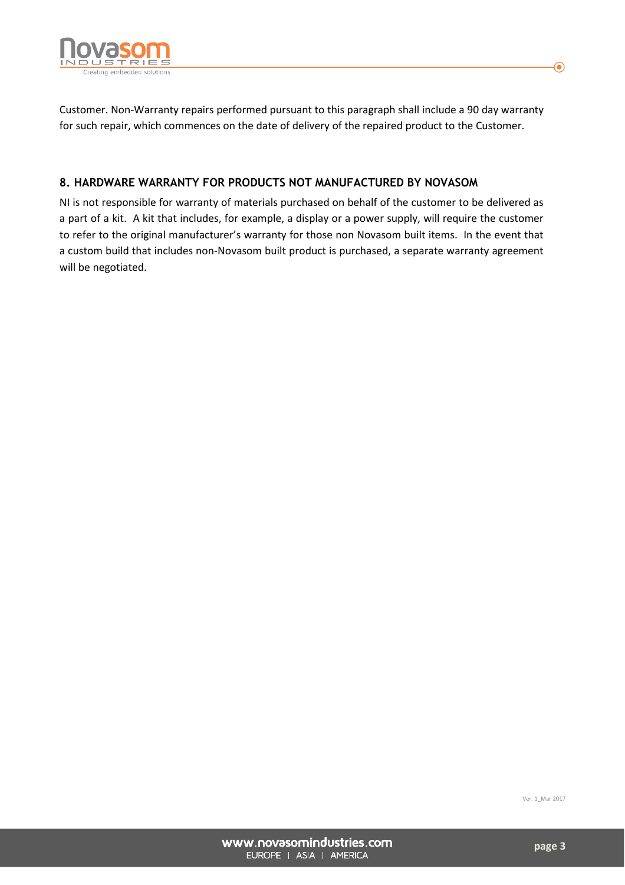Customer. Non-Warranty repairs performed pursuant to this paragraph shall include a 90 day warranty for such repair, which commences on the date of delivery of the repaired product to the Customer.

## 8. HARDWARE WARRANTY FOR PRODUCTS NOT MANUFACTURED BY NOVASOM

NI is not responsible for warranty of materials purchased on behalf of the customer to be delivered as a part of a kit. A kit that includes, for example, a display or a power supply, will require the customer to refer to the original manufacturer's warranty for those non Novasom built items. In the event that a custom build that includes non-Novasom built product is purchased, a separate warranty agreement will be negotiated.